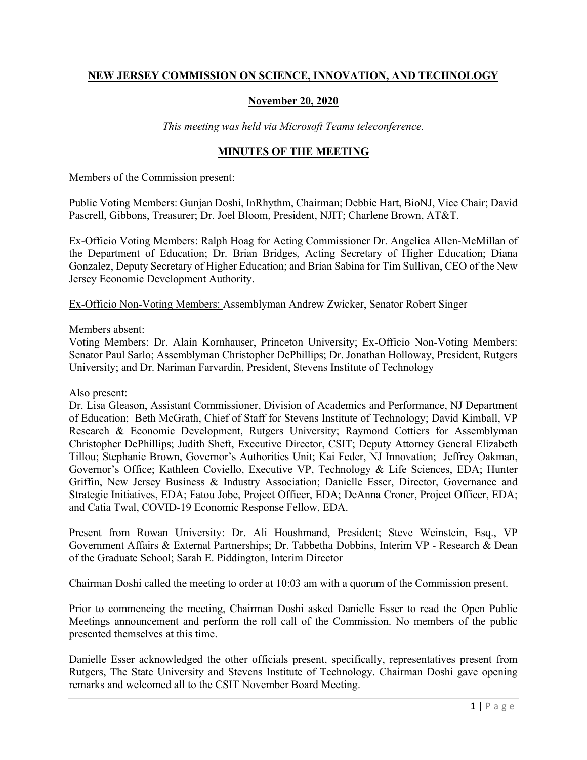**NEW JERSEY COMMISSION ON SCIENCE, INNOVATION, AND TECHNOLOGY**

**November 20, 2020**

*This meeting was held via Microsoft Teams teleconference.*

**MINUTES OF THE MEETING**

Members of the Commission present:

Public Voting Members: Gunjan Doshi, InRhythm, Chairman; Debbie Hart, BioNJ, Vice Chair; David Pascrell, Gibbons, Treasurer; Dr. Joel Bloom, President, NJIT; Charlene Brown, AT&T.

Ex-Officio Voting Members: Ralph Hoag for Acting Commissioner Dr. Angelica Allen-McMillan of the Department of Education; Dr. Brian Bridges, Acting Secretary of Higher Education; Diana Gonzalez, Deputy Secretary of Higher Education; and Brian Sabina for Tim Sullivan, CEO of the New Jersey Economic Development Authority.

Ex-Officio Non-Voting Members: Assemblyman Andrew Zwicker, Senator Robert Singer

Members absent:
Voting Members: Dr. Alain Kornhauser, Princeton University; Ex-Officio Non-Voting Members: Senator Paul Sarlo; Assemblyman Christopher DePhillips; Dr. Jonathan Holloway, President, Rutgers University; and Dr. Nariman Farvardin, President, Stevens Institute of Technology

Also present:
Dr. Lisa Gleason, Assistant Commissioner, Division of Academics and Performance, NJ Department of Education; Beth McGrath, Chief of Staff for Stevens Institute of Technology; David Kimball, VP Research & Economic Development, Rutgers University; Raymond Cottiers for Assemblyman Christopher DePhillips; Judith Sheft, Executive Director, CSIT; Deputy Attorney General Elizabeth Tillou; Stephanie Brown, Governor's Authorities Unit; Kai Feder, NJ Innovation; Jeffrey Oakman, Governor's Office; Kathleen Coviello, Executive VP, Technology & Life Sciences, EDA; Hunter Griffin, New Jersey Business & Industry Association; Danielle Esser, Director, Governance and Strategic Initiatives, EDA; Fatou Jobe, Project Officer, EDA; DeAnna Croner, Project Officer, EDA; and Catia Twal, COVID-19 Economic Response Fellow, EDA.

Present from Rowan University: Dr. Ali Houshmand, President; Steve Weinstein, Esq., VP Government Affairs & External Partnerships; Dr. Tabbetha Dobbins, Interim VP - Research & Dean of the Graduate School; Sarah E. Piddington, Interim Director

Chairman Doshi called the meeting to order at 10:03 am with a quorum of the Commission present.

Prior to commencing the meeting, Chairman Doshi asked Danielle Esser to read the Open Public Meetings announcement and perform the roll call of the Commission. No members of the public presented themselves at this time.

Danielle Esser acknowledged the other officials present, specifically, representatives present from Rutgers, The State University and Stevens Institute of Technology. Chairman Doshi gave opening remarks and welcomed all to the CSIT November Board Meeting.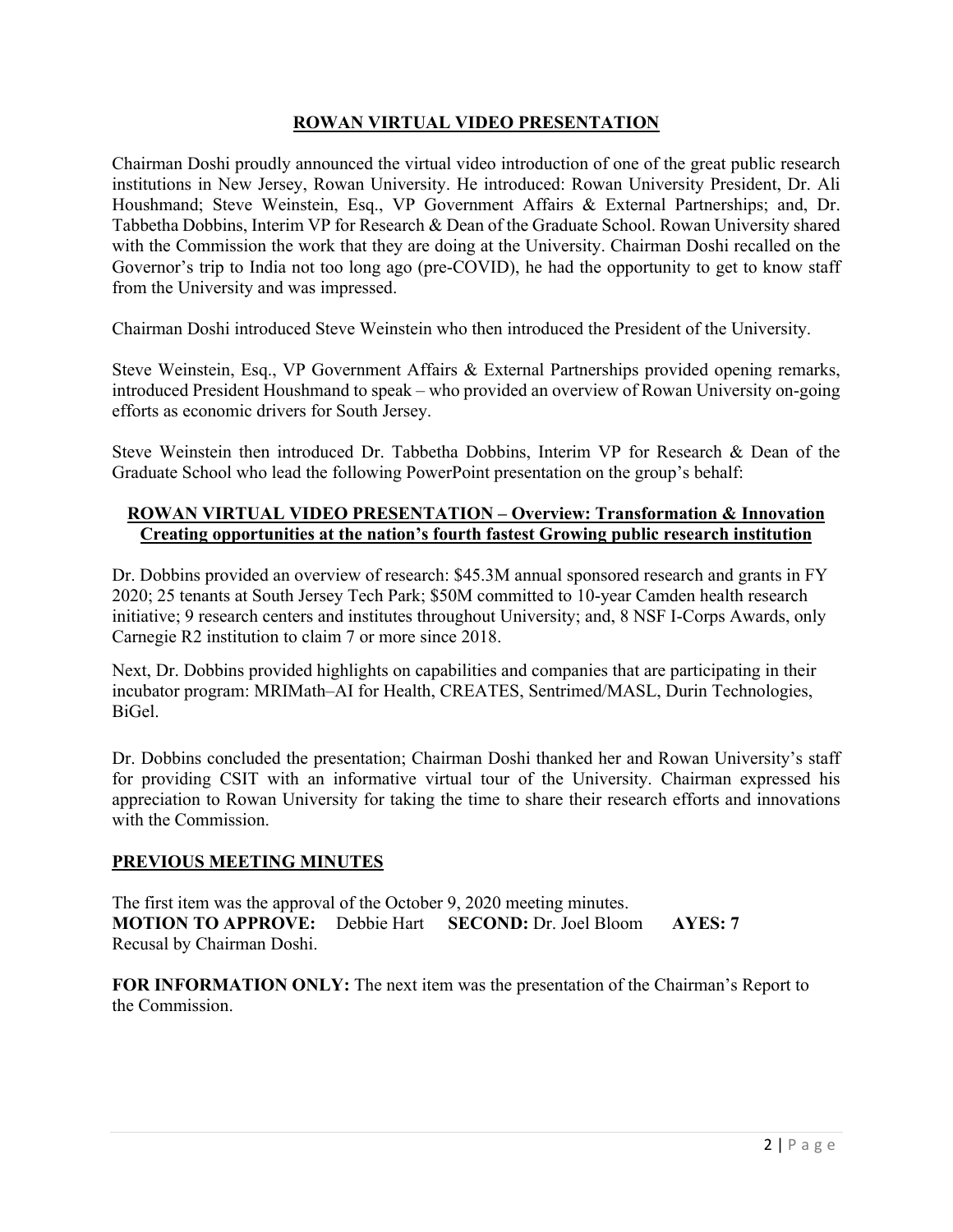## ROWAN VIRTUAL VIDEO PRESENTATION

Chairman Doshi proudly announced the virtual video introduction of one of the great public research institutions in New Jersey, Rowan University. He introduced: Rowan University President, Dr. Ali Houshmand; Steve Weinstein, Esq., VP Government Affairs & External Partnerships; and, Dr. Tabbetha Dobbins, Interim VP for Research & Dean of the Graduate School. Rowan University shared with the Commission the work that they are doing at the University. Chairman Doshi recalled on the Governor's trip to India not too long ago (pre-COVID), he had the opportunity to get to know staff from the University and was impressed.

Chairman Doshi introduced Steve Weinstein who then introduced the President of the University.

Steve Weinstein, Esq., VP Government Affairs & External Partnerships provided opening remarks, introduced President Houshmand to speak – who provided an overview of Rowan University on-going efforts as economic drivers for South Jersey.

Steve Weinstein then introduced Dr. Tabbetha Dobbins, Interim VP for Research & Dean of the Graduate School who lead the following PowerPoint presentation on the group's behalf:

### ROWAN VIRTUAL VIDEO PRESENTATION – Overview: Transformation & Innovation Creating opportunities at the nation's fourth fastest Growing public research institution

Dr. Dobbins provided an overview of research: $45.3M annual sponsored research and grants in FY 2020; 25 tenants at South Jersey Tech Park; $50M committed to 10-year Camden health research initiative; 9 research centers and institutes throughout University; and, 8 NSF I-Corps Awards, only Carnegie R2 institution to claim 7 or more since 2018.

Next, Dr. Dobbins provided highlights on capabilities and companies that are participating in their incubator program: MRIMath–AI for Health, CREATES, Sentrimed/MASL, Durin Technologies, BiGel.

Dr. Dobbins concluded the presentation; Chairman Doshi thanked her and Rowan University's staff for providing CSIT with an informative virtual tour of the University. Chairman expressed his appreciation to Rowan University for taking the time to share their research efforts and innovations with the Commission.

## PREVIOUS MEETING MINUTES

The first item was the approval of the October 9, 2020 meeting minutes.
**MOTION TO APPROVE:** Debbie Hart **SECOND:** Dr. Joel Bloom **AYES: 7**
Recusal by Chairman Doshi.

**FOR INFORMATION ONLY:** The next item was the presentation of the Chairman's Report to the Commission.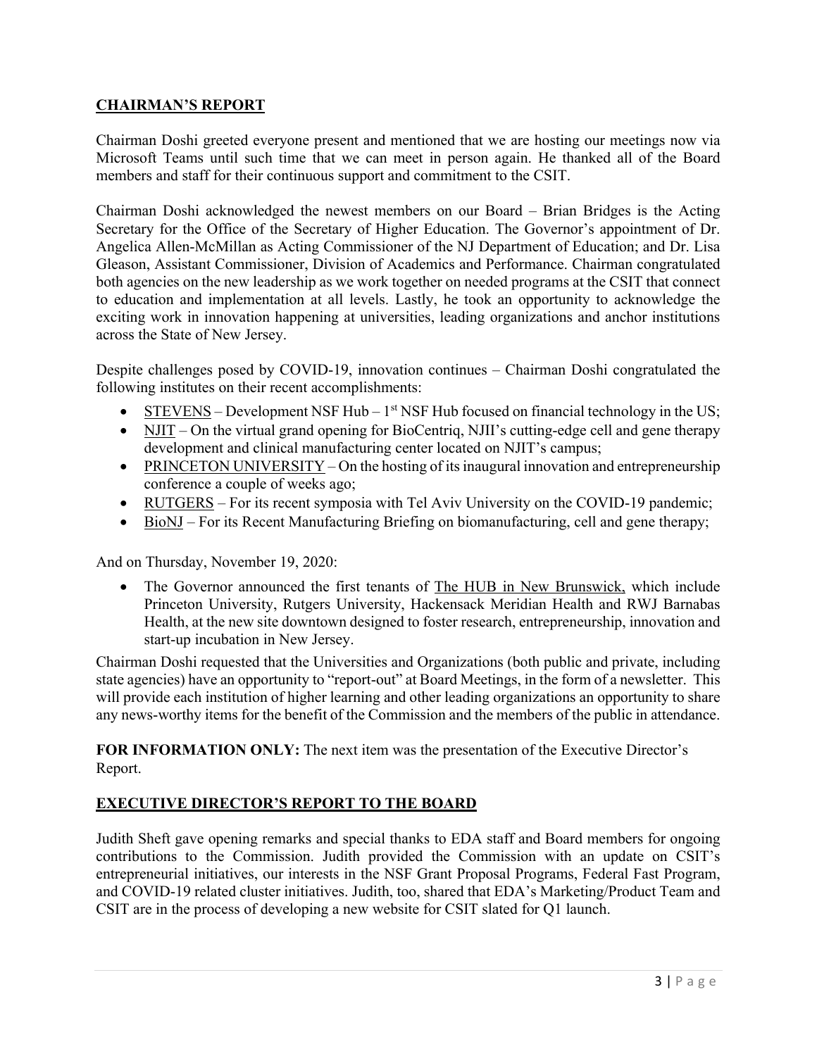## CHAIRMAN'S REPORT

Chairman Doshi greeted everyone present and mentioned that we are hosting our meetings now via Microsoft Teams until such time that we can meet in person again. He thanked all of the Board members and staff for their continuous support and commitment to the CSIT.

Chairman Doshi acknowledged the newest members on our Board – Brian Bridges is the Acting Secretary for the Office of the Secretary of Higher Education. The Governor's appointment of Dr. Angelica Allen-McMillan as Acting Commissioner of the NJ Department of Education; and Dr. Lisa Gleason, Assistant Commissioner, Division of Academics and Performance. Chairman congratulated both agencies on the new leadership as we work together on needed programs at the CSIT that connect to education and implementation at all levels. Lastly, he took an opportunity to acknowledge the exciting work in innovation happening at universities, leading organizations and anchor institutions across the State of New Jersey.

Despite challenges posed by COVID-19, innovation continues – Chairman Doshi congratulated the following institutes on their recent accomplishments:

- STEVENS – Development NSF Hub – 1st NSF Hub focused on financial technology in the US;
- NJIT – On the virtual grand opening for BioCentriq, NJII's cutting-edge cell and gene therapy development and clinical manufacturing center located on NJIT's campus;
- PRINCETON UNIVERSITY – On the hosting of its inaugural innovation and entrepreneurship conference a couple of weeks ago;
- RUTGERS – For its recent symposia with Tel Aviv University on the COVID-19 pandemic;
- BioNJ – For its Recent Manufacturing Briefing on biomanufacturing, cell and gene therapy;

And on Thursday, November 19, 2020:

- The Governor announced the first tenants of The HUB in New Brunswick, which include Princeton University, Rutgers University, Hackensack Meridian Health and RWJ Barnabas Health, at the new site downtown designed to foster research, entrepreneurship, innovation and start-up incubation in New Jersey.

Chairman Doshi requested that the Universities and Organizations (both public and private, including state agencies) have an opportunity to "report-out" at Board Meetings, in the form of a newsletter. This will provide each institution of higher learning and other leading organizations an opportunity to share any news-worthy items for the benefit of the Commission and the members of the public in attendance.

**FOR INFORMATION ONLY:** The next item was the presentation of the Executive Director's Report.

## EXECUTIVE DIRECTOR'S REPORT TO THE BOARD

Judith Sheft gave opening remarks and special thanks to EDA staff and Board members for ongoing contributions to the Commission. Judith provided the Commission with an update on CSIT's entrepreneurial initiatives, our interests in the NSF Grant Proposal Programs, Federal Fast Program, and COVID-19 related cluster initiatives. Judith, too, shared that EDA's Marketing/Product Team and CSIT are in the process of developing a new website for CSIT slated for Q1 launch.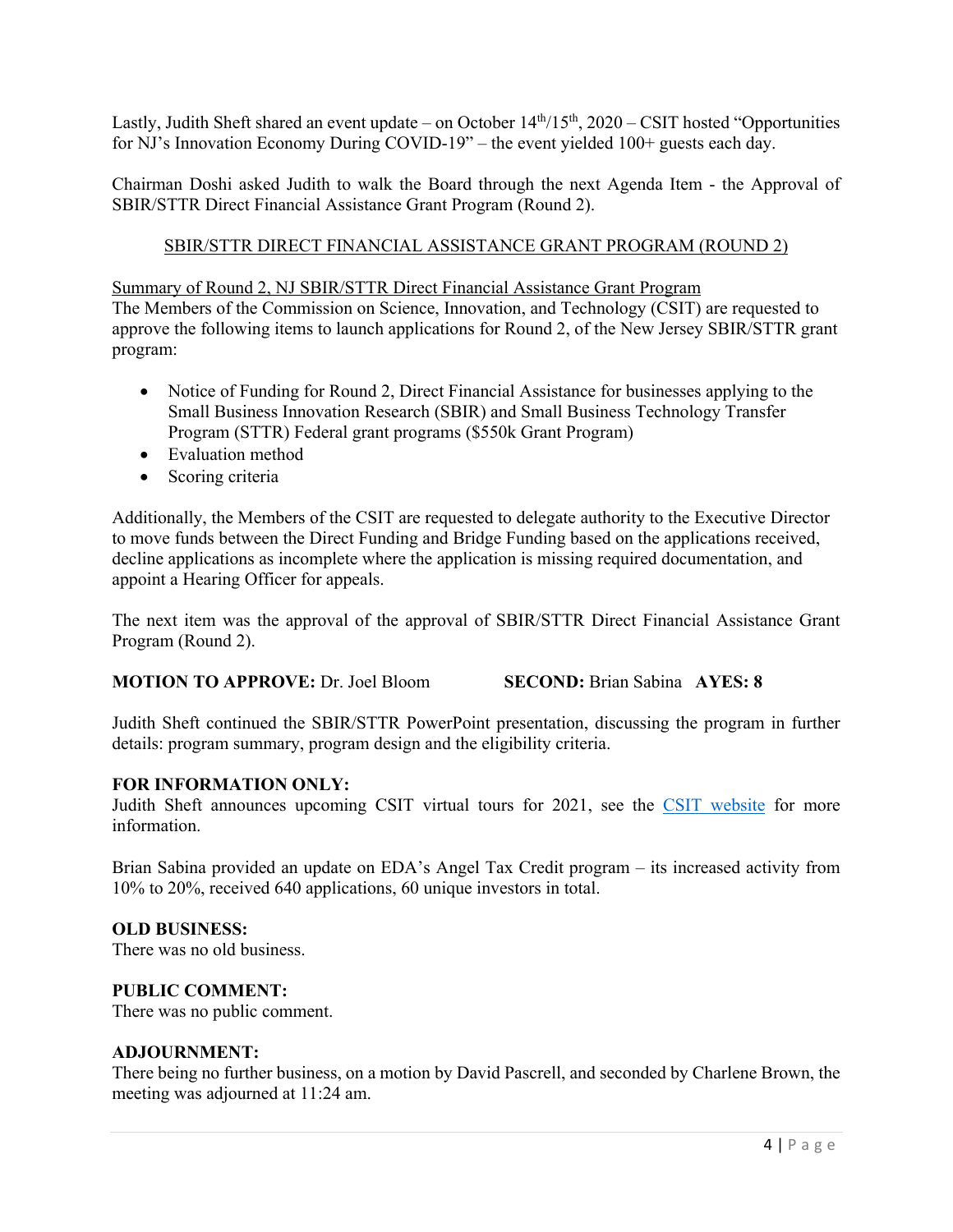Lastly, Judith Sheft shared an event update – on October 14th/15th, 2020 – CSIT hosted "Opportunities for NJ's Innovation Economy During COVID-19" – the event yielded 100+ guests each day.

Chairman Doshi asked Judith to walk the Board through the next Agenda Item - the Approval of SBIR/STTR Direct Financial Assistance Grant Program (Round 2).

<u>SBIR/STTR DIRECT FINANCIAL ASSISTANCE GRANT PROGRAM (ROUND 2)</u>

<u>Summary of Round 2, NJ SBIR/STTR Direct Financial Assistance Grant Program</u>
The Members of the Commission on Science, Innovation, and Technology (CSIT) are requested to approve the following items to launch applications for Round 2, of the New Jersey SBIR/STTR grant program:

- Notice of Funding for Round 2, Direct Financial Assistance for businesses applying to the Small Business Innovation Research (SBIR) and Small Business Technology Transfer Program (STTR) Federal grant programs ($550k Grant Program)
- Evaluation method
- Scoring criteria

Additionally, the Members of the CSIT are requested to delegate authority to the Executive Director to move funds between the Direct Funding and Bridge Funding based on the applications received, decline applications as incomplete where the application is missing required documentation, and appoint a Hearing Officer for appeals.

The next item was the approval of the approval of SBIR/STTR Direct Financial Assistance Grant Program (Round 2).

**MOTION TO APPROVE:** Dr. Joel Bloom **SECOND:** Brian Sabina **AYES: 8**

Judith Sheft continued the SBIR/STTR PowerPoint presentation, discussing the program in further details: program summary, program design and the eligibility criteria.

**FOR INFORMATION ONLY:**
Judith Sheft announces upcoming CSIT virtual tours for 2021, see the [CSIT website] for more information.

Brian Sabina provided an update on EDA's Angel Tax Credit program – its increased activity from 10% to 20%, received 640 applications, 60 unique investors in total.

**OLD BUSINESS:**
There was no old business.

**PUBLIC COMMENT:**
There was no public comment.

**ADJOURNMENT:**
There being no further business, on a motion by David Pascrell, and seconded by Charlene Brown, the meeting was adjourned at 11:24 am.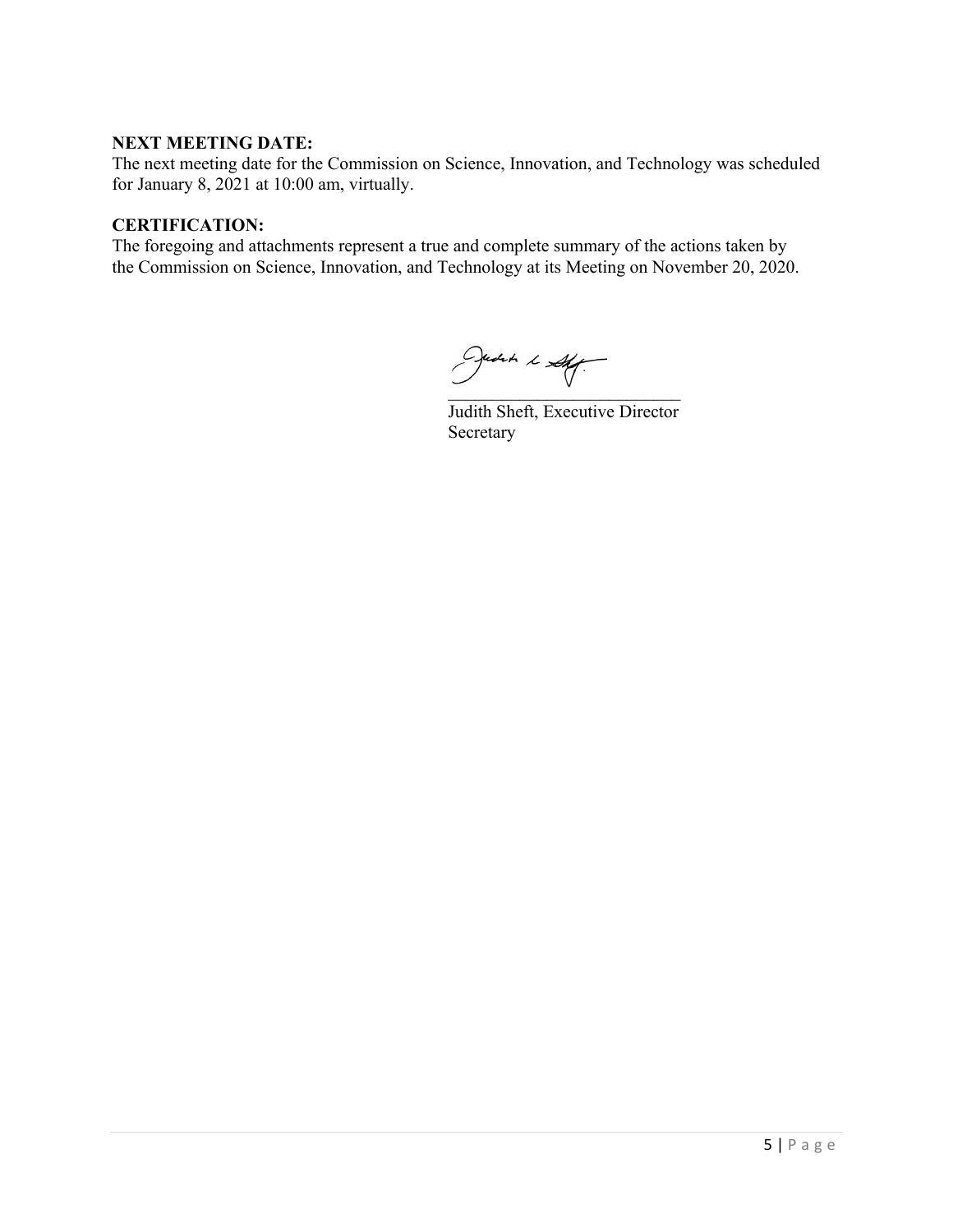**NEXT MEETING DATE:**
The next meeting date for the Commission on Science, Innovation, and Technology was scheduled for January 8, 2021 at 10:00 am, virtually.

**CERTIFICATION:**
The foregoing and attachments represent a true and complete summary of the actions taken by the Commission on Science, Innovation, and Technology at its Meeting on November 20, 2020.

Judith Sheft, Executive Director
Secretary